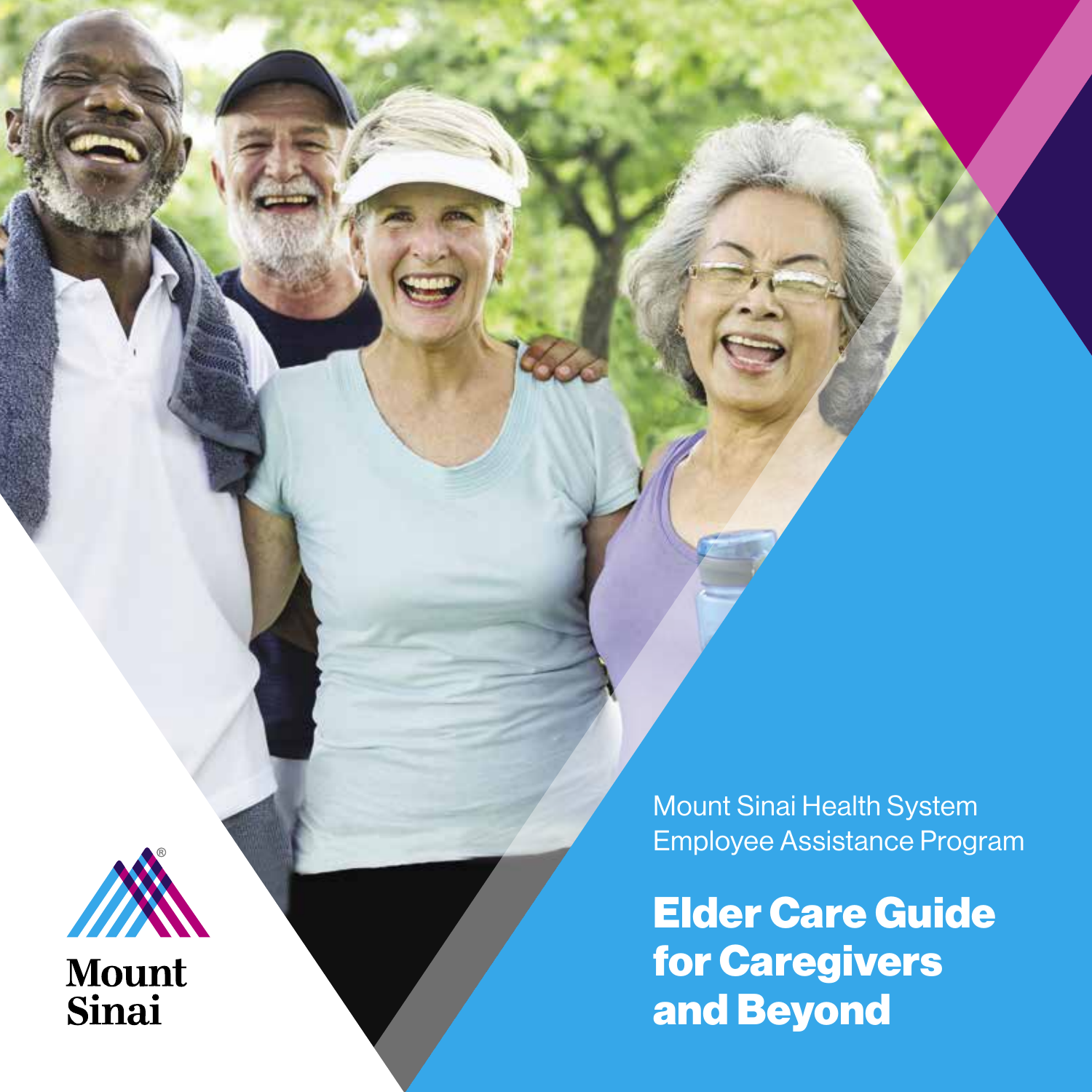Mount Sinai

Mount Sinai Health System
Employee Assistance Program

# Elder Care Guide for Caregivers and Beyond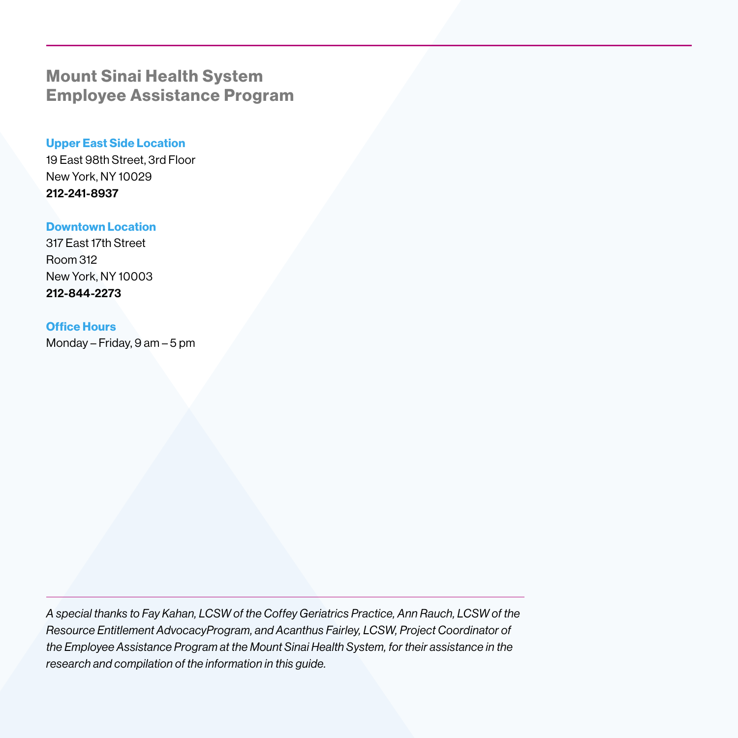## Mount Sinai Health System Employee Assistance Program

**Upper East Side Location**
19 East 98th Street, 3rd Floor
New York, NY 10029
**212-241-8937**

**Downtown Location**
317 East 17th Street
Room 312
New York, NY 10003
**212-844-2273**

**Office Hours**
Monday – Friday, 9 am – 5 pm

---

*A special thanks to Fay Kahan, LCSW of the Coffey Geriatrics Practice, Ann Rauch, LCSW of the Resource Entitlement AdvocacyProgram, and Acanthus Fairley, LCSW, Project Coordinator of the Employee Assistance Program at the Mount Sinai Health System, for their assistance in the research and compilation of the information in this guide.*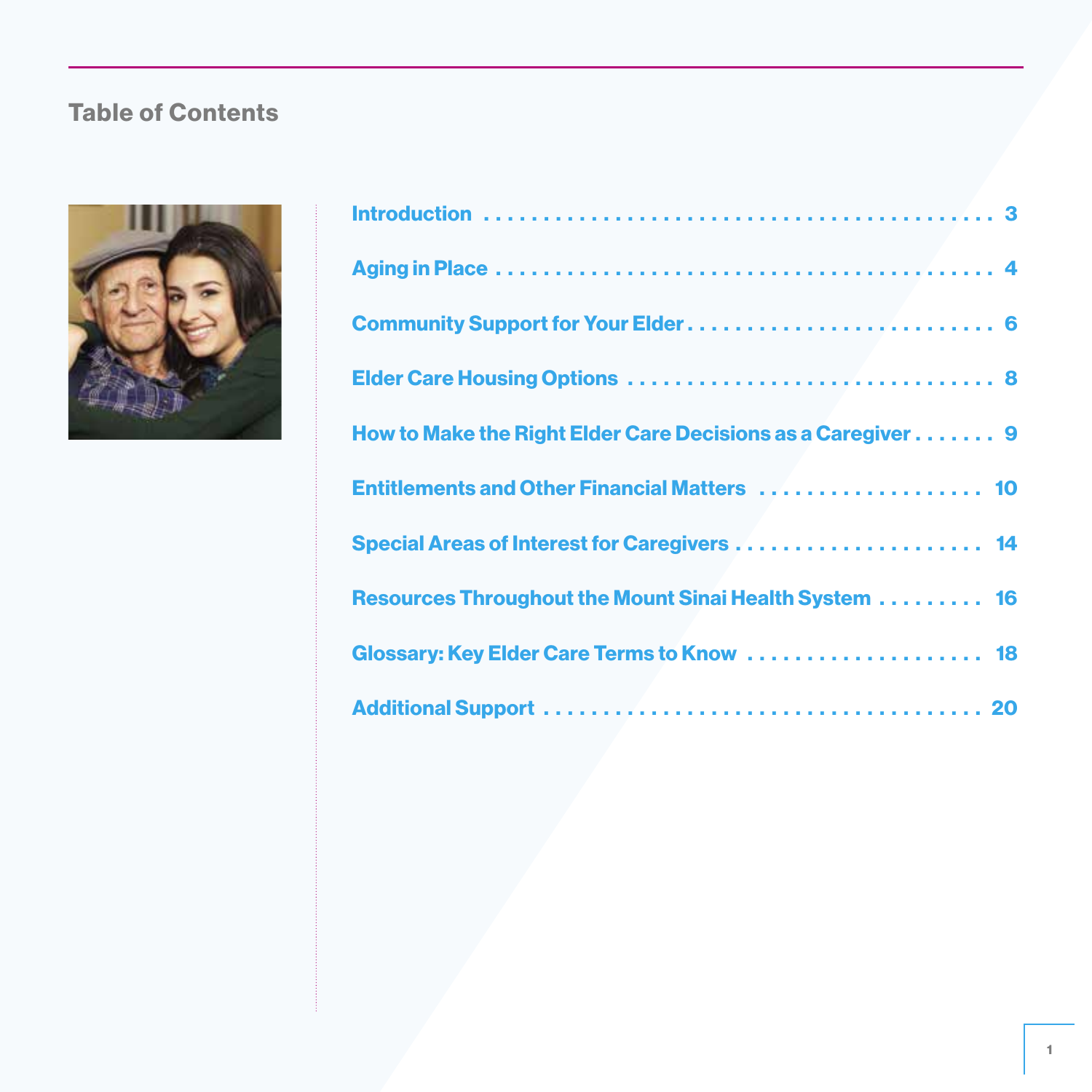## Table of Contents

| | |
|---|---|
| Introduction | 3 |
| Aging in Place | 4 |
| Community Support for Your Elder | 6 |
| Elder Care Housing Options | 8 |
| How to Make the Right Elder Care Decisions as a Caregiver | 9 |
| Entitlements and Other Financial Matters | 10 |
| Special Areas of Interest for Caregivers | 14 |
| Resources Throughout the Mount Sinai Health System | 16 |
| Glossary: Key Elder Care Terms to Know | 18 |
| Additional Support | 20 |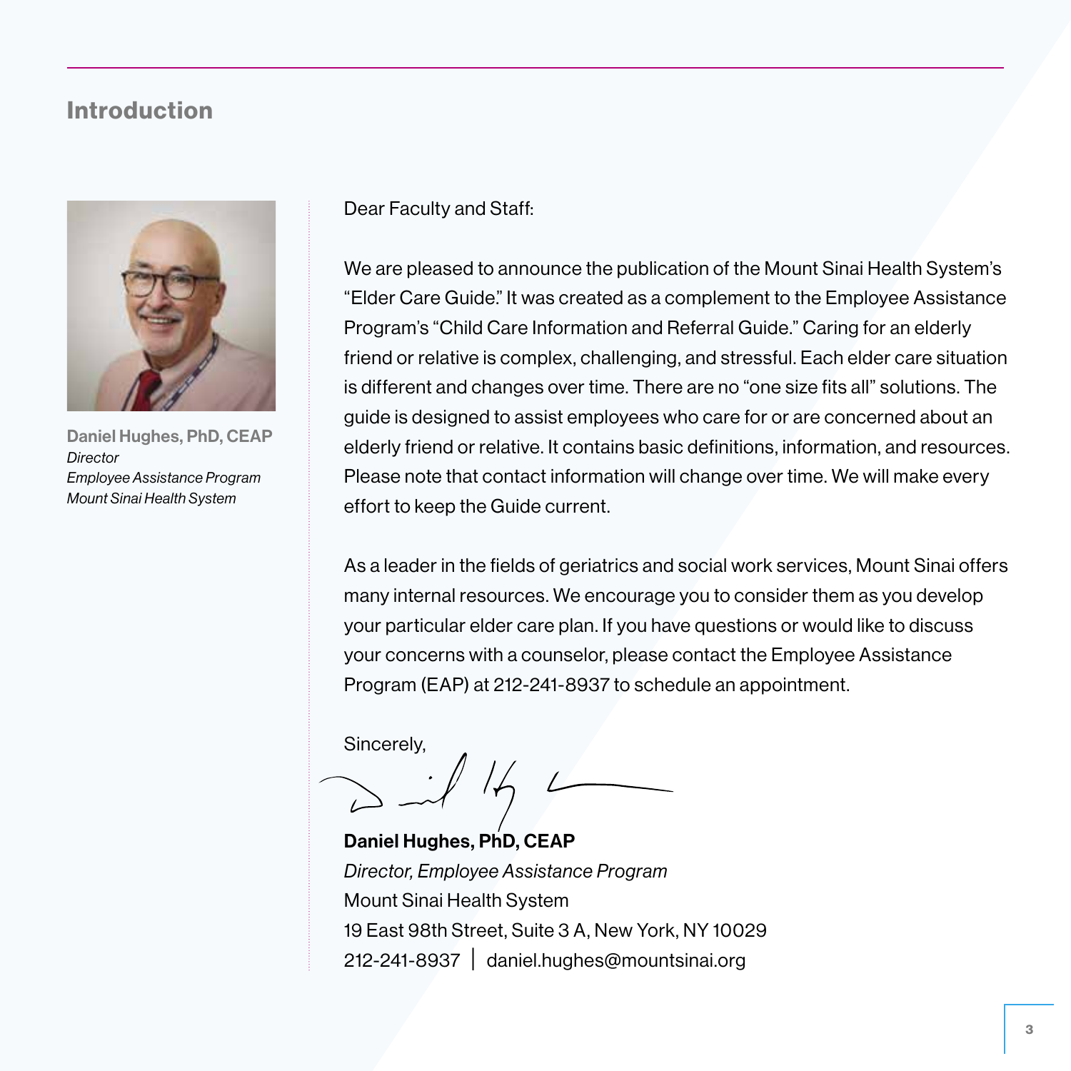## Introduction

**Daniel Hughes, PhD, CEAP**
*Director*
*Employee Assistance Program*
*Mount Sinai Health System*

Dear Faculty and Staff:

We are pleased to announce the publication of the Mount Sinai Health System's "Elder Care Guide." It was created as a complement to the Employee Assistance Program's "Child Care Information and Referral Guide." Caring for an elderly friend or relative is complex, challenging, and stressful. Each elder care situation is different and changes over time. There are no "one size fits all" solutions. The guide is designed to assist employees who care for or are concerned about an elderly friend or relative. It contains basic definitions, information, and resources. Please note that contact information will change over time. We will make every effort to keep the Guide current.

As a leader in the fields of geriatrics and social work services, Mount Sinai offers many internal resources. We encourage you to consider them as you develop your particular elder care plan. If you have questions or would like to discuss your concerns with a counselor, please contact the Employee Assistance Program (EAP) at 212-241-8937 to schedule an appointment.

Sincerely,

**Daniel Hughes, PhD, CEAP**
*Director, Employee Assistance Program*
Mount Sinai Health System
19 East 98th Street, Suite 3 A, New York, NY 10029
212-241-8937 | daniel.hughes@mountsinai.org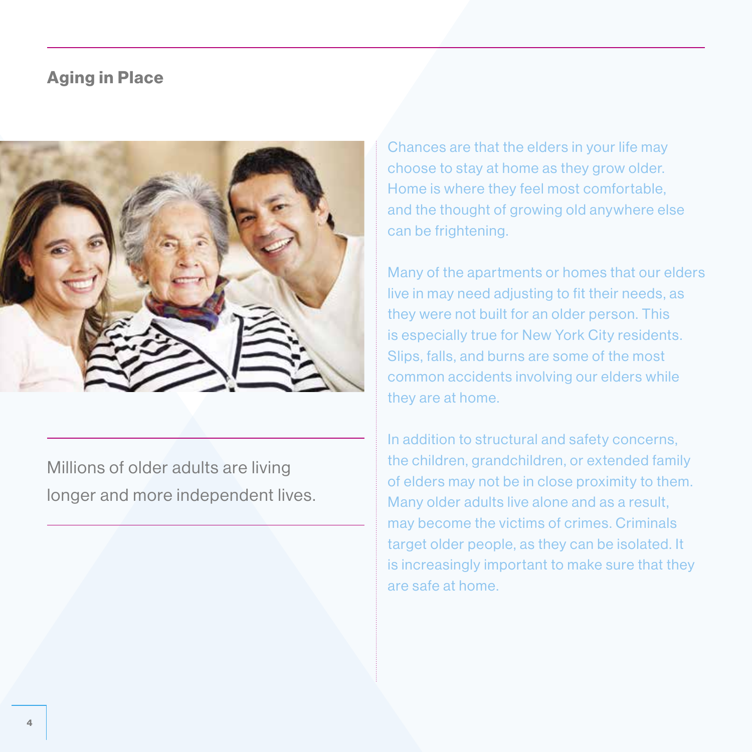## Aging in Place

Millions of older adults are living longer and more independent lives.

Chances are that the elders in your life may choose to stay at home as they grow older. Home is where they feel most comfortable, and the thought of growing old anywhere else can be frightening.

Many of the apartments or homes that our elders live in may need adjusting to fit their needs, as they were not built for an older person. This is especially true for New York City residents. Slips, falls, and burns are some of the most common accidents involving our elders while they are at home.

In addition to structural and safety concerns, the children, grandchildren, or extended family of elders may not be in close proximity to them. Many older adults live alone and as a result, may become the victims of crimes. Criminals target older people, as they can be isolated. It is increasingly important to make sure that they are safe at home.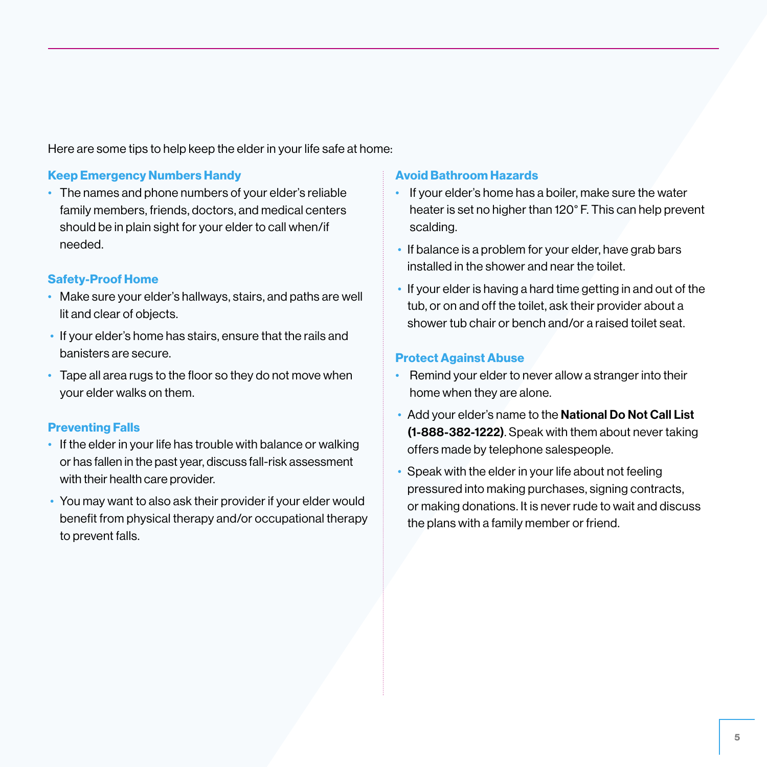Here are some tips to help keep the elder in your life safe at home:

### Keep Emergency Numbers Handy

- The names and phone numbers of your elder's reliable family members, friends, doctors, and medical centers should be in plain sight for your elder to call when/if needed.

### Safety-Proof Home

- Make sure your elder's hallways, stairs, and paths are well lit and clear of objects.
- If your elder's home has stairs, ensure that the rails and banisters are secure.
- Tape all area rugs to the floor so they do not move when your elder walks on them.

### Preventing Falls

- If the elder in your life has trouble with balance or walking or has fallen in the past year, discuss fall-risk assessment with their health care provider.
- You may want to also ask their provider if your elder would benefit from physical therapy and/or occupational therapy to prevent falls.

### Avoid Bathroom Hazards

- If your elder's home has a boiler, make sure the water heater is set no higher than 120° F. This can help prevent scalding.
- If balance is a problem for your elder, have grab bars installed in the shower and near the toilet.
- If your elder is having a hard time getting in and out of the tub, or on and off the toilet, ask their provider about a shower tub chair or bench and/or a raised toilet seat.

### Protect Against Abuse

- Remind your elder to never allow a stranger into their home when they are alone.
- Add your elder's name to the **National Do Not Call List (1-888-382-1222)**. Speak with them about never taking offers made by telephone salespeople.
- Speak with the elder in your life about not feeling pressured into making purchases, signing contracts, or making donations. It is never rude to wait and discuss the plans with a family member or friend.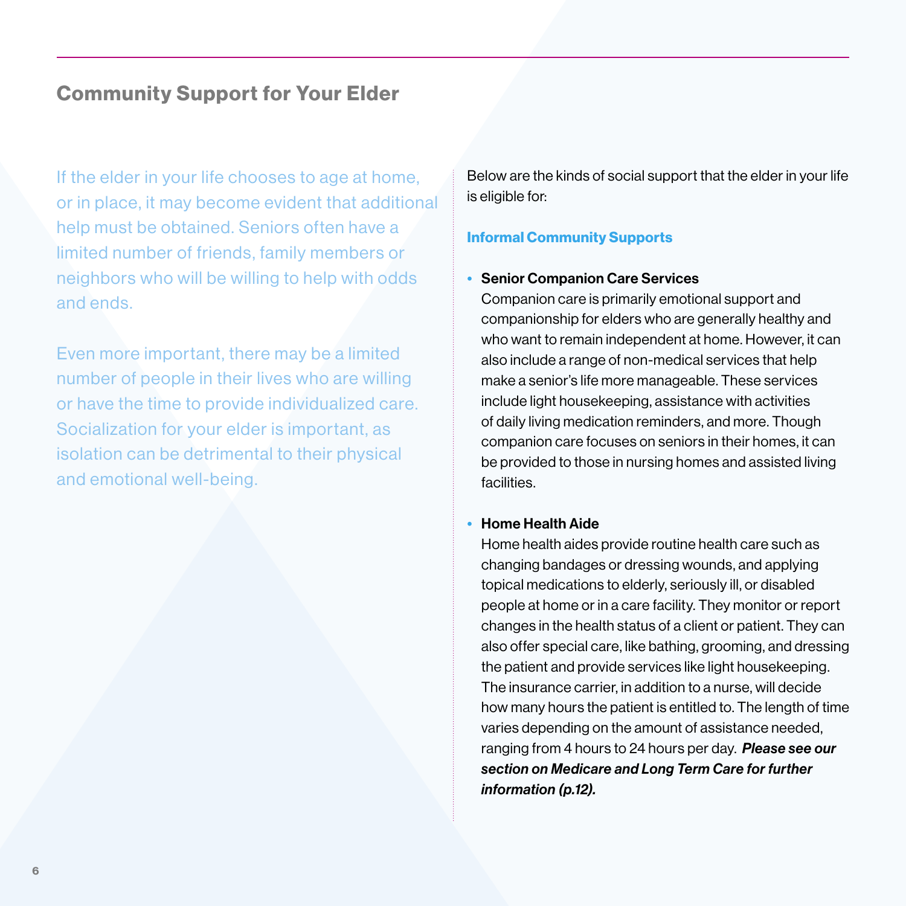## Community Support for Your Elder

If the elder in your life chooses to age at home, or in place, it may become evident that additional help must be obtained. Seniors often have a limited number of friends, family members or neighbors who will be willing to help with odds and ends.

Even more important, there may be a limited number of people in their lives who are willing or have the time to provide individualized care. Socialization for your elder is important, as isolation can be detrimental to their physical and emotional well-being.

Below are the kinds of social support that the elder in your life is eligible for:

### Informal Community Supports

- **Senior Companion Care Services**
  Companion care is primarily emotional support and companionship for elders who are generally healthy and who want to remain independent at home. However, it can also include a range of non-medical services that help make a senior's life more manageable. These services include light housekeeping, assistance with activities of daily living medication reminders, and more. Though companion care focuses on seniors in their homes, it can be provided to those in nursing homes and assisted living facilities.

- **Home Health Aide**
  Home health aides provide routine health care such as changing bandages or dressing wounds, and applying topical medications to elderly, seriously ill, or disabled people at home or in a care facility. They monitor or report changes in the health status of a client or patient. They can also offer special care, like bathing, grooming, and dressing the patient and provide services like light housekeeping. The insurance carrier, in addition to a nurse, will decide how many hours the patient is entitled to. The length of time varies depending on the amount of assistance needed, ranging from 4 hours to 24 hours per day. ***Please see our section on Medicare and Long Term Care for further information (p.12).***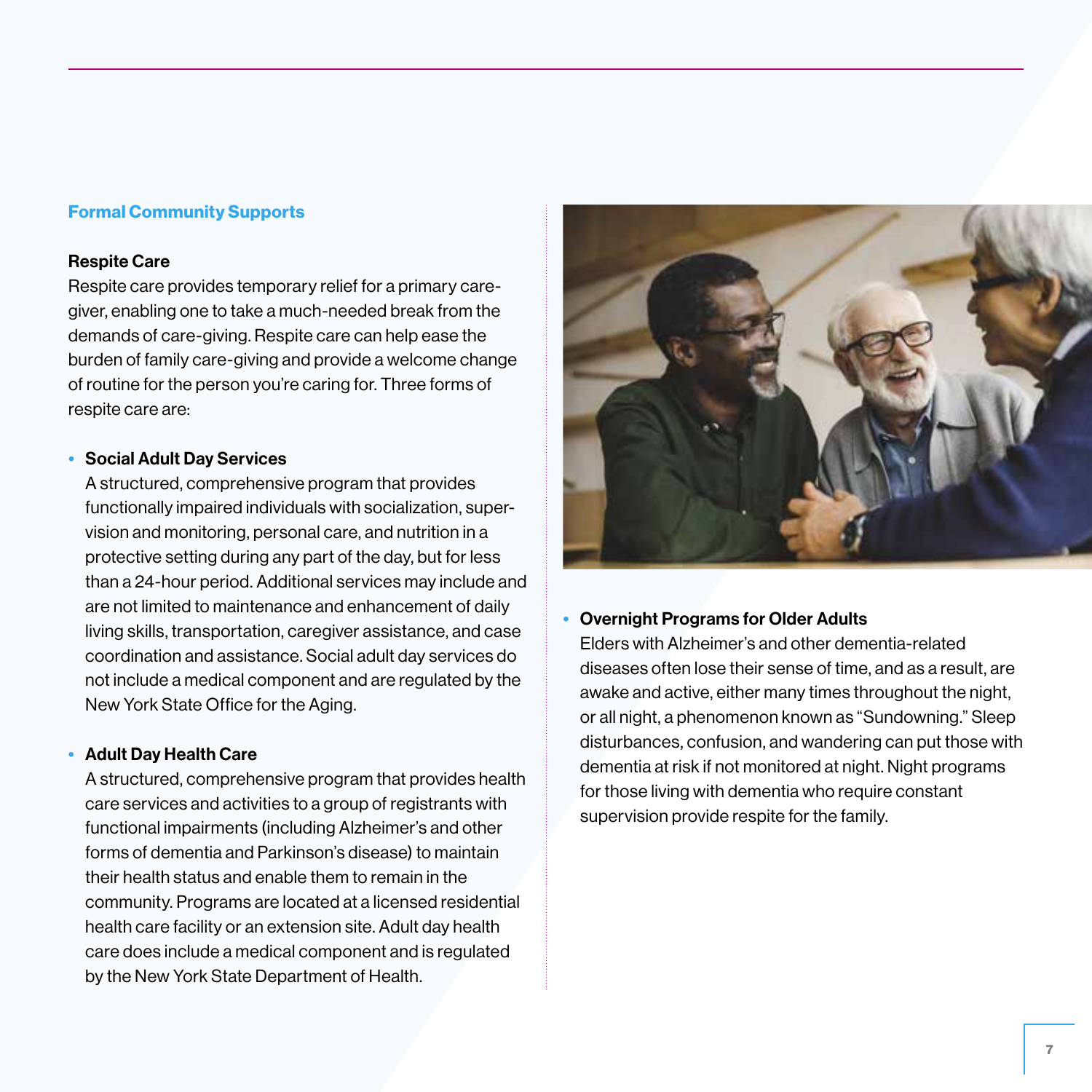## Formal Community Supports

### Respite Care

Respite care provides temporary relief for a primary caregiver, enabling one to take a much-needed break from the demands of care-giving. Respite care can help ease the burden of family care-giving and provide a welcome change of routine for the person you're caring for. Three forms of respite care are:

- **Social Adult Day Services**
  A structured, comprehensive program that provides functionally impaired individuals with socialization, supervision and monitoring, personal care, and nutrition in a protective setting during any part of the day, but for less than a 24-hour period. Additional services may include and are not limited to maintenance and enhancement of daily living skills, transportation, caregiver assistance, and case coordination and assistance. Social adult day services do not include a medical component and are regulated by the New York State Office for the Aging.

- **Adult Day Health Care**
  A structured, comprehensive program that provides health care services and activities to a group of registrants with functional impairments (including Alzheimer's and other forms of dementia and Parkinson's disease) to maintain their health status and enable them to remain in the community. Programs are located at a licensed residential health care facility or an extension site. Adult day health care does include a medical component and is regulated by the New York State Department of Health.

- **Overnight Programs for Older Adults**
  Elders with Alzheimer's and other dementia-related diseases often lose their sense of time, and as a result, are awake and active, either many times throughout the night, or all night, a phenomenon known as "Sundowning." Sleep disturbances, confusion, and wandering can put those with dementia at risk if not monitored at night. Night programs for those living with dementia who require constant supervision provide respite for the family.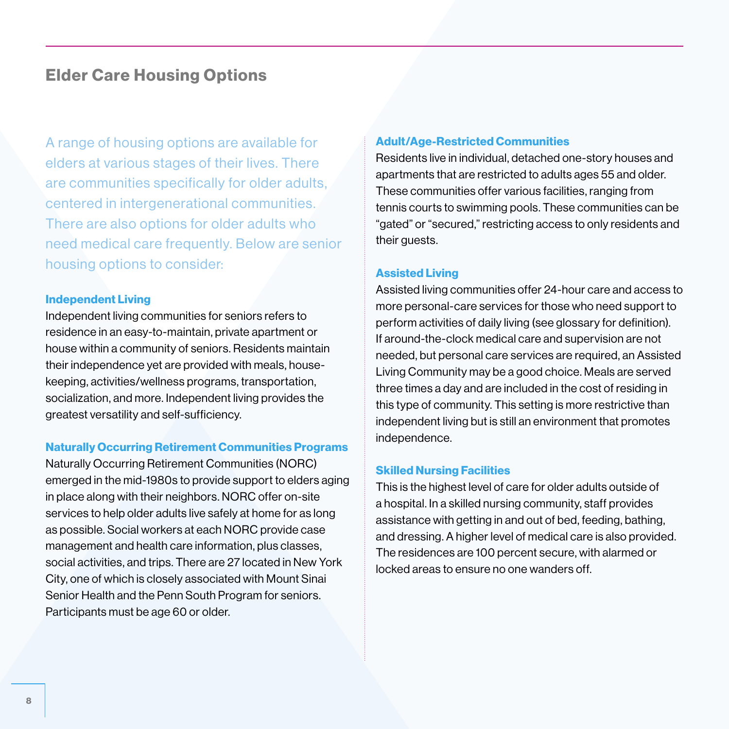## Elder Care Housing Options

A range of housing options are available for elders at various stages of their lives. There are communities specifically for older adults, centered in intergenerational communities. There are also options for older adults who need medical care frequently. Below are senior housing options to consider:

### Independent Living

Independent living communities for seniors refers to residence in an easy-to-maintain, private apartment or house within a community of seniors. Residents maintain their independence yet are provided with meals, housekeeping, activities/wellness programs, transportation, socialization, and more. Independent living provides the greatest versatility and self-sufficiency.

### Naturally Occurring Retirement Communities Programs

Naturally Occurring Retirement Communities (NORC) emerged in the mid-1980s to provide support to elders aging in place along with their neighbors. NORC offer on-site services to help older adults live safely at home for as long as possible. Social workers at each NORC provide case management and health care information, plus classes, social activities, and trips. There are 27 located in New York City, one of which is closely associated with Mount Sinai Senior Health and the Penn South Program for seniors. Participants must be age 60 or older.

### Adult/Age-Restricted Communities

Residents live in individual, detached one-story houses and apartments that are restricted to adults ages 55 and older. These communities offer various facilities, ranging from tennis courts to swimming pools. These communities can be "gated" or "secured," restricting access to only residents and their guests.

### Assisted Living

Assisted living communities offer 24-hour care and access to more personal-care services for those who need support to perform activities of daily living (see glossary for definition). If around-the-clock medical care and supervision are not needed, but personal care services are required, an Assisted Living Community may be a good choice. Meals are served three times a day and are included in the cost of residing in this type of community. This setting is more restrictive than independent living but is still an environment that promotes independence.

### Skilled Nursing Facilities

This is the highest level of care for older adults outside of a hospital. In a skilled nursing community, staff provides assistance with getting in and out of bed, feeding, bathing, and dressing. A higher level of medical care is also provided. The residences are 100 percent secure, with alarmed or locked areas to ensure no one wanders off.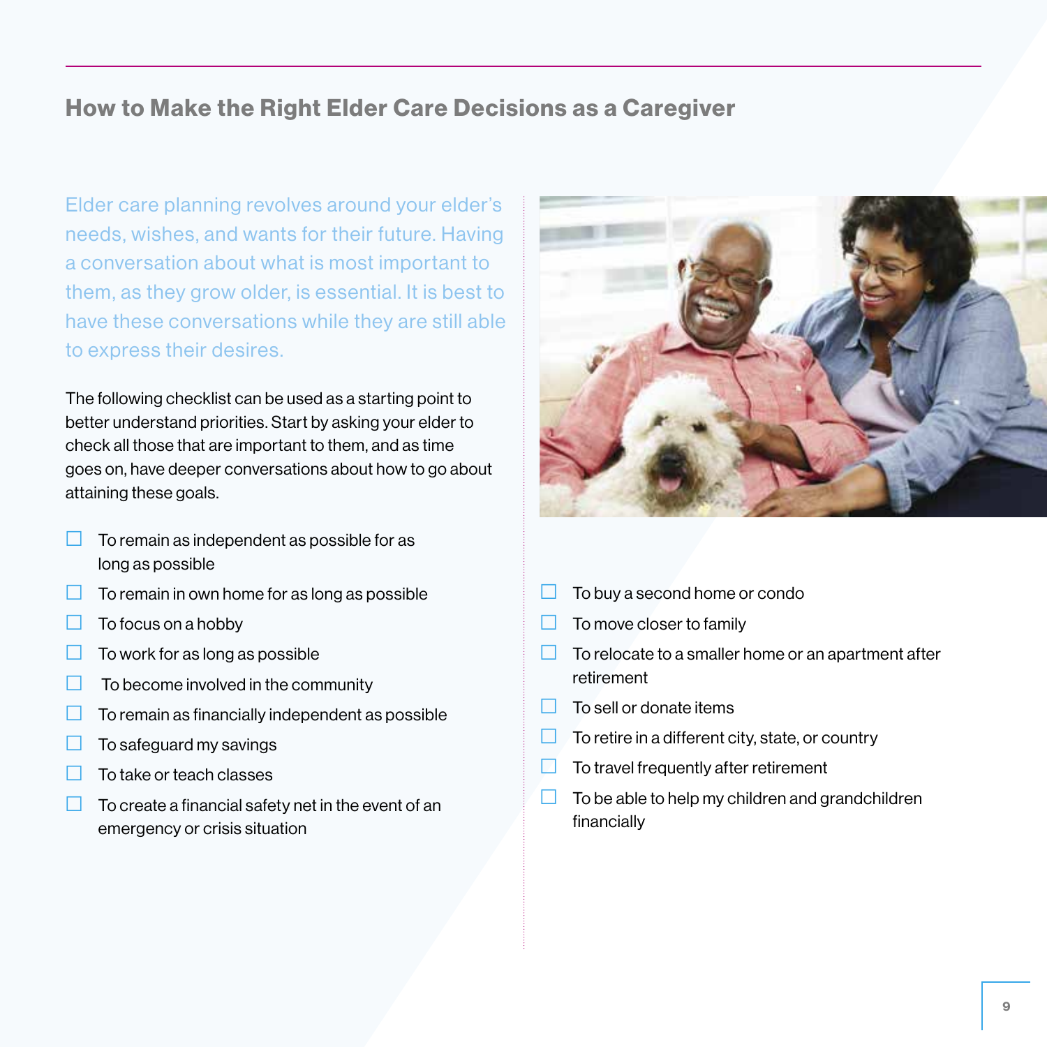## How to Make the Right Elder Care Decisions as a Caregiver

Elder care planning revolves around your elder's needs, wishes, and wants for their future. Having a conversation about what is most important to them, as they grow older, is essential. It is best to have these conversations while they are still able to express their desires.

The following checklist can be used as a starting point to better understand priorities. Start by asking your elder to check all those that are important to them, and as time goes on, have deeper conversations about how to go about attaining these goals.

- ☐ To remain as independent as possible for as long as possible
- ☐ To remain in own home for as long as possible
- ☐ To focus on a hobby
- ☐ To work for as long as possible
- ☐ To become involved in the community
- ☐ To remain as financially independent as possible
- ☐ To safeguard my savings
- ☐ To take or teach classes
- ☐ To create a financial safety net in the event of an emergency or crisis situation
- ☐ To buy a second home or condo
- ☐ To move closer to family
- ☐ To relocate to a smaller home or an apartment after retirement
- ☐ To sell or donate items
- ☐ To retire in a different city, state, or country
- ☐ To travel frequently after retirement
- ☐ To be able to help my children and grandchildren financially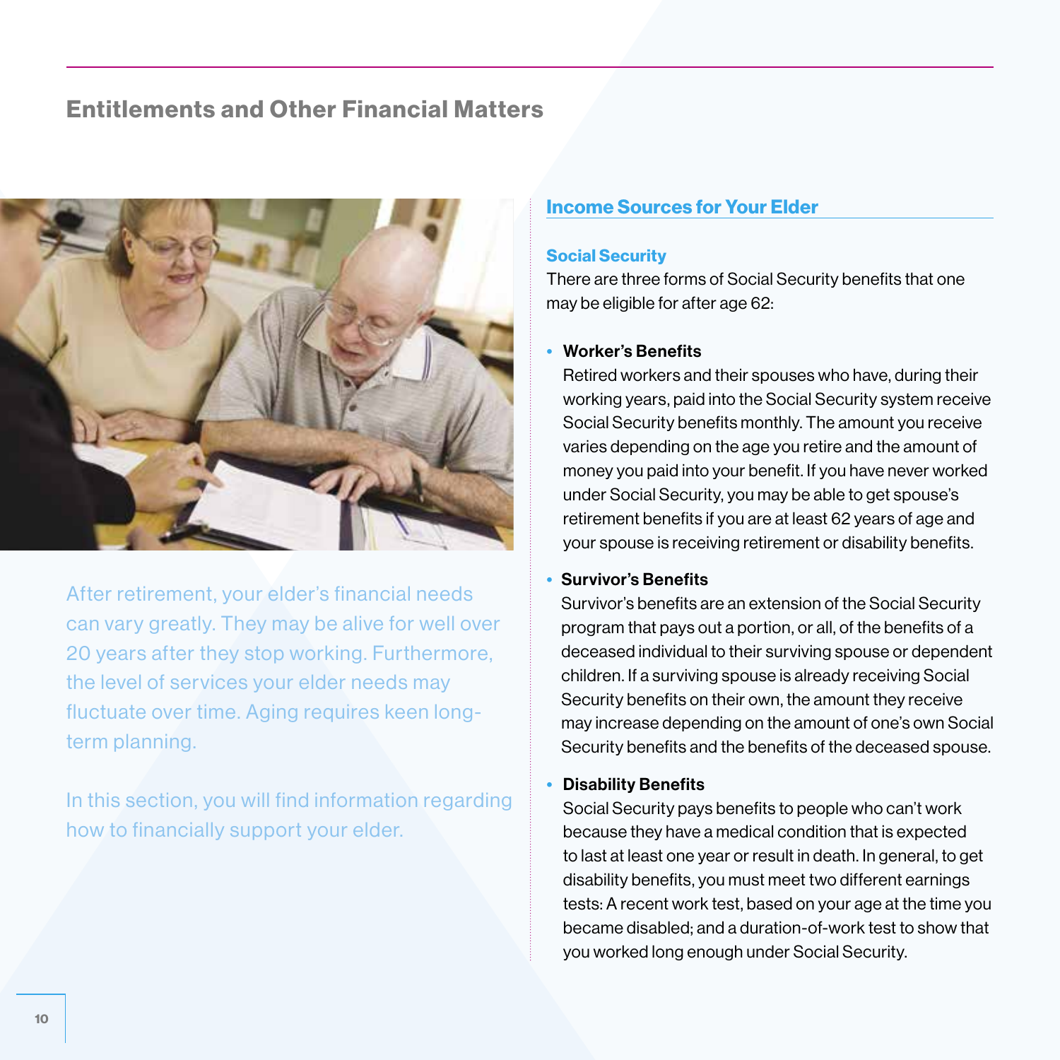## Entitlements and Other Financial Matters

After retirement, your elder's financial needs can vary greatly. They may be alive for well over 20 years after they stop working. Furthermore, the level of services your elder needs may fluctuate over time. Aging requires keen long-term planning.

In this section, you will find information regarding how to financially support your elder.

### Income Sources for Your Elder

#### Social Security

There are three forms of Social Security benefits that one may be eligible for after age 62:

- **Worker's Benefits**
  Retired workers and their spouses who have, during their working years, paid into the Social Security system receive Social Security benefits monthly. The amount you receive varies depending on the age you retire and the amount of money you paid into your benefit. If you have never worked under Social Security, you may be able to get spouse's retirement benefits if you are at least 62 years of age and your spouse is receiving retirement or disability benefits.

- **Survivor's Benefits**
  Survivor's benefits are an extension of the Social Security program that pays out a portion, or all, of the benefits of a deceased individual to their surviving spouse or dependent children. If a surviving spouse is already receiving Social Security benefits on their own, the amount they receive may increase depending on the amount of one's own Social Security benefits and the benefits of the deceased spouse.

- **Disability Benefits**
  Social Security pays benefits to people who can't work because they have a medical condition that is expected to last at least one year or result in death. In general, to get disability benefits, you must meet two different earnings tests: A recent work test, based on your age at the time you became disabled; and a duration-of-work test to show that you worked long enough under Social Security.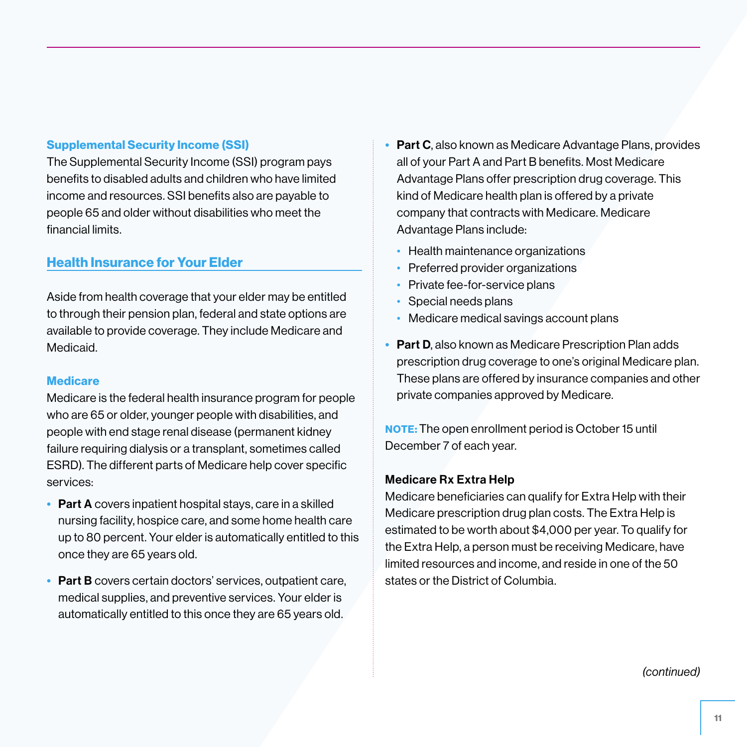### Supplemental Security Income (SSI)

The Supplemental Security Income (SSI) program pays benefits to disabled adults and children who have limited income and resources. SSI benefits also are payable to people 65 and older without disabilities who meet the financial limits.

## Health Insurance for Your Elder

Aside from health coverage that your elder may be entitled to through their pension plan, federal and state options are available to provide coverage. They include Medicare and Medicaid.

### Medicare

Medicare is the federal health insurance program for people who are 65 or older, younger people with disabilities, and people with end stage renal disease (permanent kidney failure requiring dialysis or a transplant, sometimes called ESRD). The different parts of Medicare help cover specific services:

- **Part A** covers inpatient hospital stays, care in a skilled nursing facility, hospice care, and some home health care up to 80 percent. Your elder is automatically entitled to this once they are 65 years old.
- **Part B** covers certain doctors' services, outpatient care, medical supplies, and preventive services. Your elder is automatically entitled to this once they are 65 years old.
- **Part C**, also known as Medicare Advantage Plans, provides all of your Part A and Part B benefits. Most Medicare Advantage Plans offer prescription drug coverage. This kind of Medicare health plan is offered by a private company that contracts with Medicare. Medicare Advantage Plans include:
  - Health maintenance organizations
  - Preferred provider organizations
  - Private fee-for-service plans
  - Special needs plans
  - Medicare medical savings account plans
- **Part D**, also known as Medicare Prescription Plan adds prescription drug coverage to one's original Medicare plan. These plans are offered by insurance companies and other private companies approved by Medicare.

**NOTE:** The open enrollment period is October 15 until December 7 of each year.

**Medicare Rx Extra Help**

Medicare beneficiaries can qualify for Extra Help with their Medicare prescription drug plan costs. The Extra Help is estimated to be worth about $4,000 per year. To qualify for the Extra Help, a person must be receiving Medicare, have limited resources and income, and reside in one of the 50 states or the District of Columbia.

*(continued)*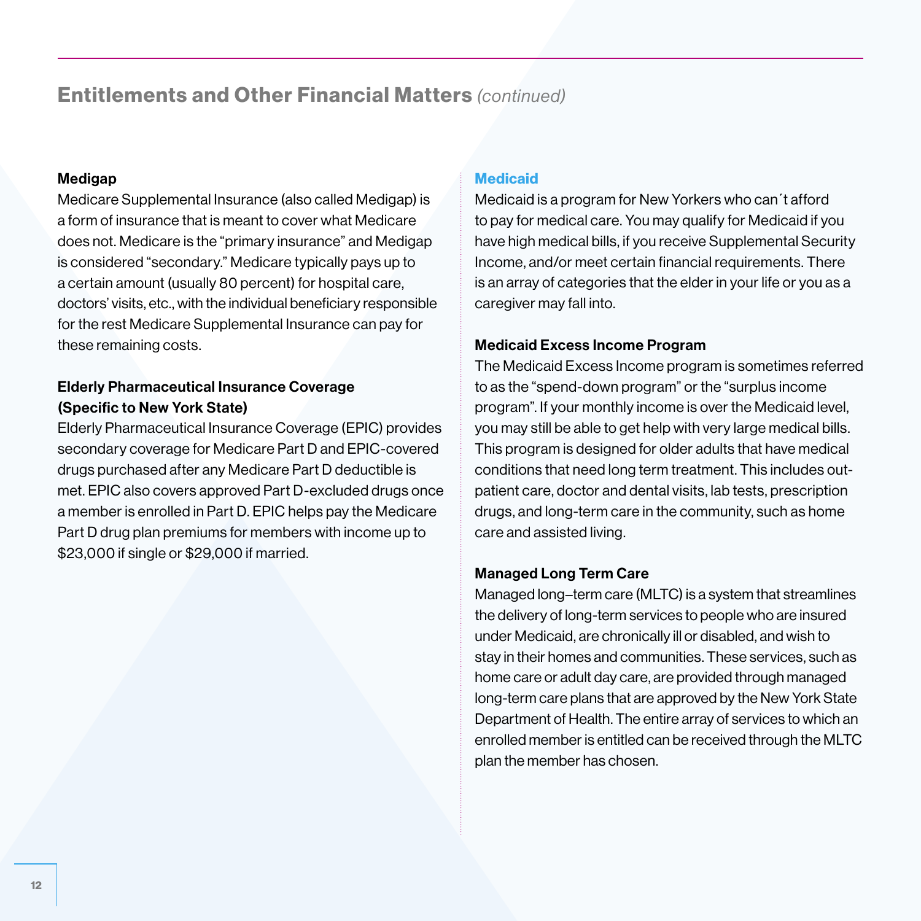## Entitlements and Other Financial Matters *(continued)*

**Medigap**

Medicare Supplemental Insurance (also called Medigap) is a form of insurance that is meant to cover what Medicare does not. Medicare is the "primary insurance" and Medigap is considered "secondary." Medicare typically pays up to a certain amount (usually 80 percent) for hospital care, doctors' visits, etc., with the individual beneficiary responsible for the rest Medicare Supplemental Insurance can pay for these remaining costs.

**Elderly Pharmaceutical Insurance Coverage (Specific to New York State)**

Elderly Pharmaceutical Insurance Coverage (EPIC) provides secondary coverage for Medicare Part D and EPIC-covered drugs purchased after any Medicare Part D deductible is met. EPIC also covers approved Part D-excluded drugs once a member is enrolled in Part D. EPIC helps pay the Medicare Part D drug plan premiums for members with income up to $23,000 if single or $29,000 if married.

### Medicaid

Medicaid is a program for New Yorkers who can´t afford to pay for medical care. You may qualify for Medicaid if you have high medical bills, if you receive Supplemental Security Income, and/or meet certain financial requirements. There is an array of categories that the elder in your life or you as a caregiver may fall into.

**Medicaid Excess Income Program**

The Medicaid Excess Income program is sometimes referred to as the "spend-down program" or the "surplus income program". If your monthly income is over the Medicaid level, you may still be able to get help with very large medical bills. This program is designed for older adults that have medical conditions that need long term treatment. This includes out-patient care, doctor and dental visits, lab tests, prescription drugs, and long-term care in the community, such as home care and assisted living.

**Managed Long Term Care**

Managed long–term care (MLTC) is a system that streamlines the delivery of long-term services to people who are insured under Medicaid, are chronically ill or disabled, and wish to stay in their homes and communities. These services, such as home care or adult day care, are provided through managed long-term care plans that are approved by the New York State Department of Health. The entire array of services to which an enrolled member is entitled can be received through the MLTC plan the member has chosen.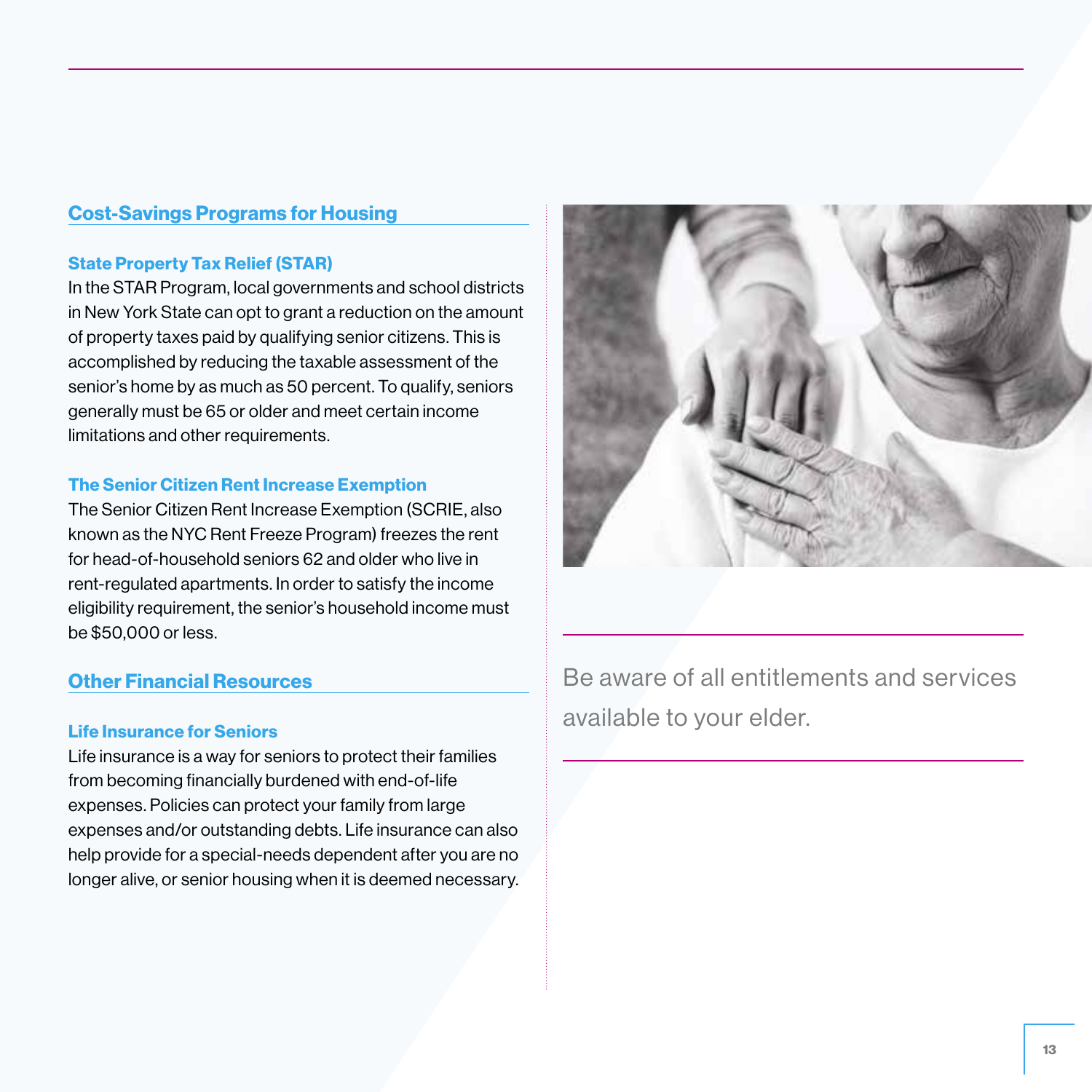## Cost-Savings Programs for Housing

### State Property Tax Relief (STAR)

In the STAR Program, local governments and school districts in New York State can opt to grant a reduction on the amount of property taxes paid by qualifying senior citizens. This is accomplished by reducing the taxable assessment of the senior's home by as much as 50 percent. To qualify, seniors generally must be 65 or older and meet certain income limitations and other requirements.

### The Senior Citizen Rent Increase Exemption

The Senior Citizen Rent Increase Exemption (SCRIE, also known as the NYC Rent Freeze Program) freezes the rent for head-of-household seniors 62 and older who live in rent-regulated apartments. In order to satisfy the income eligibility requirement, the senior's household income must be $50,000 or less.

## Other Financial Resources

### Life Insurance for Seniors

Life insurance is a way for seniors to protect their families from becoming financially burdened with end-of-life expenses. Policies can protect your family from large expenses and/or outstanding debts. Life insurance can also help provide for a special-needs dependent after you are no longer alive, or senior housing when it is deemed necessary.

Be aware of all entitlements and services available to your elder.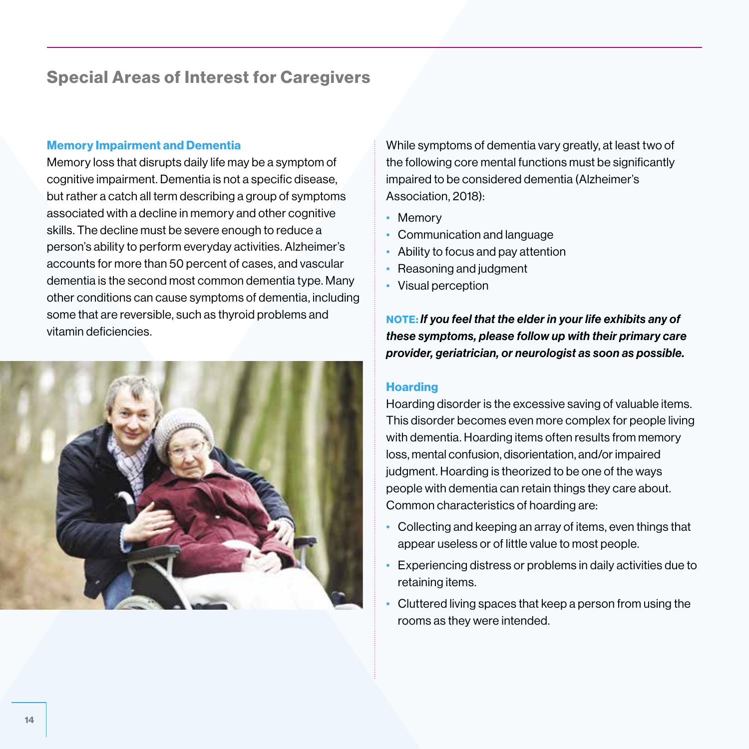## Special Areas of Interest for Caregivers

### Memory Impairment and Dementia

Memory loss that disrupts daily life may be a symptom of cognitive impairment. Dementia is not a specific disease, but rather a catch all term describing a group of symptoms associated with a decline in memory and other cognitive skills. The decline must be severe enough to reduce a person's ability to perform everyday activities. Alzheimer's accounts for more than 50 percent of cases, and vascular dementia is the second most common dementia type. Many other conditions can cause symptoms of dementia, including some that are reversible, such as thyroid problems and vitamin deficiencies.

While symptoms of dementia vary greatly, at least two of the following core mental functions must be significantly impaired to be considered dementia (Alzheimer's Association, 2018):

- Memory
- Communication and language
- Ability to focus and pay attention
- Reasoning and judgment
- Visual perception

**NOTE:** ***If you feel that the elder in your life exhibits any of these symptoms, please follow up with their primary care provider, geriatrician, or neurologist as soon as possible.***

### Hoarding

Hoarding disorder is the excessive saving of valuable items. This disorder becomes even more complex for people living with dementia. Hoarding items often results from memory loss, mental confusion, disorientation, and/or impaired judgment. Hoarding is theorized to be one of the ways people with dementia can retain things they care about. Common characteristics of hoarding are:

- Collecting and keeping an array of items, even things that appear useless or of little value to most people.
- Experiencing distress or problems in daily activities due to retaining items.
- Cluttered living spaces that keep a person from using the rooms as they were intended.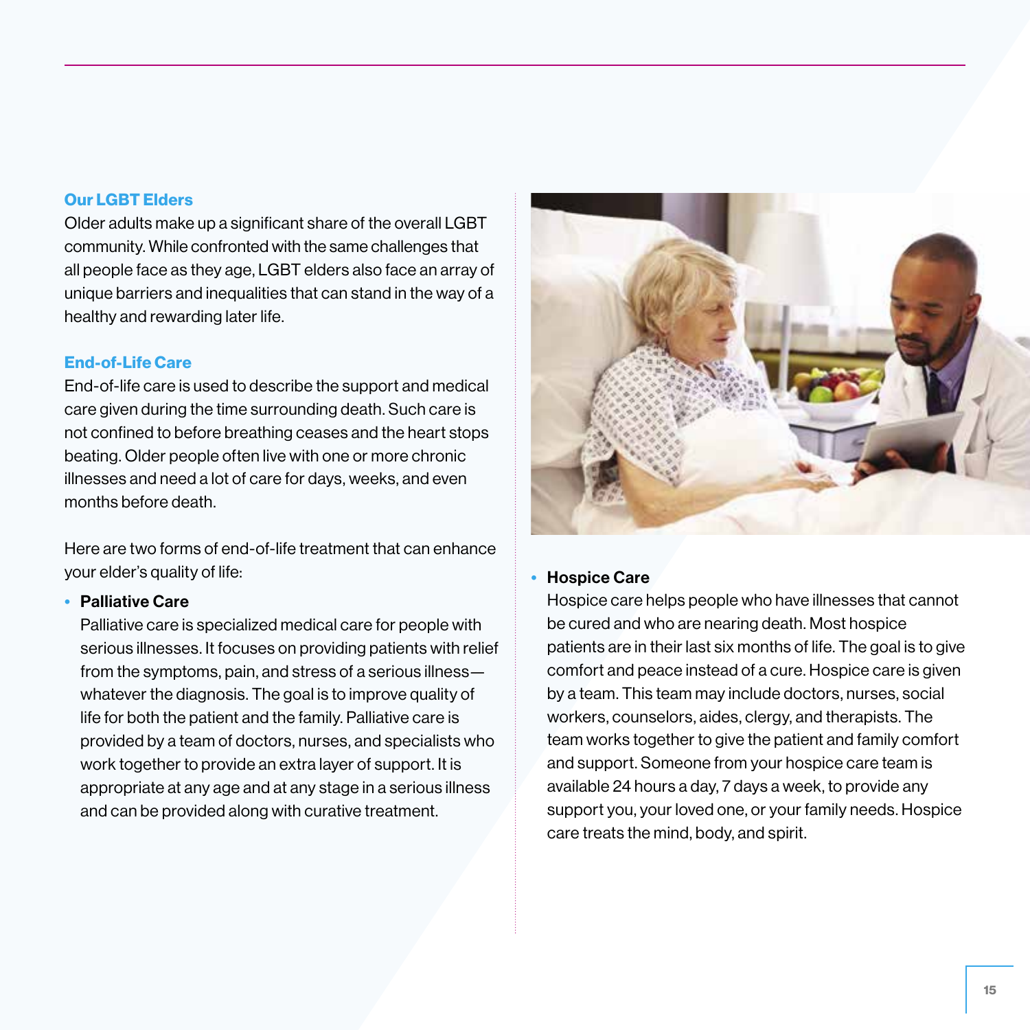### Our LGBT Elders

Older adults make up a significant share of the overall LGBT community. While confronted with the same challenges that all people face as they age, LGBT elders also face an array of unique barriers and inequalities that can stand in the way of a healthy and rewarding later life.

### End-of-Life Care

End-of-life care is used to describe the support and medical care given during the time surrounding death. Such care is not confined to before breathing ceases and the heart stops beating. Older people often live with one or more chronic illnesses and need a lot of care for days, weeks, and even months before death.

Here are two forms of end-of-life treatment that can enhance your elder's quality of life:

- **Palliative Care**
  Palliative care is specialized medical care for people with serious illnesses. It focuses on providing patients with relief from the symptoms, pain, and stress of a serious illness—whatever the diagnosis. The goal is to improve quality of life for both the patient and the family. Palliative care is provided by a team of doctors, nurses, and specialists who work together to provide an extra layer of support. It is appropriate at any age and at any stage in a serious illness and can be provided along with curative treatment.

- **Hospice Care**
  Hospice care helps people who have illnesses that cannot be cured and who are nearing death. Most hospice patients are in their last six months of life. The goal is to give comfort and peace instead of a cure. Hospice care is given by a team. This team may include doctors, nurses, social workers, counselors, aides, clergy, and therapists. The team works together to give the patient and family comfort and support. Someone from your hospice care team is available 24 hours a day, 7 days a week, to provide any support you, your loved one, or your family needs. Hospice care treats the mind, body, and spirit.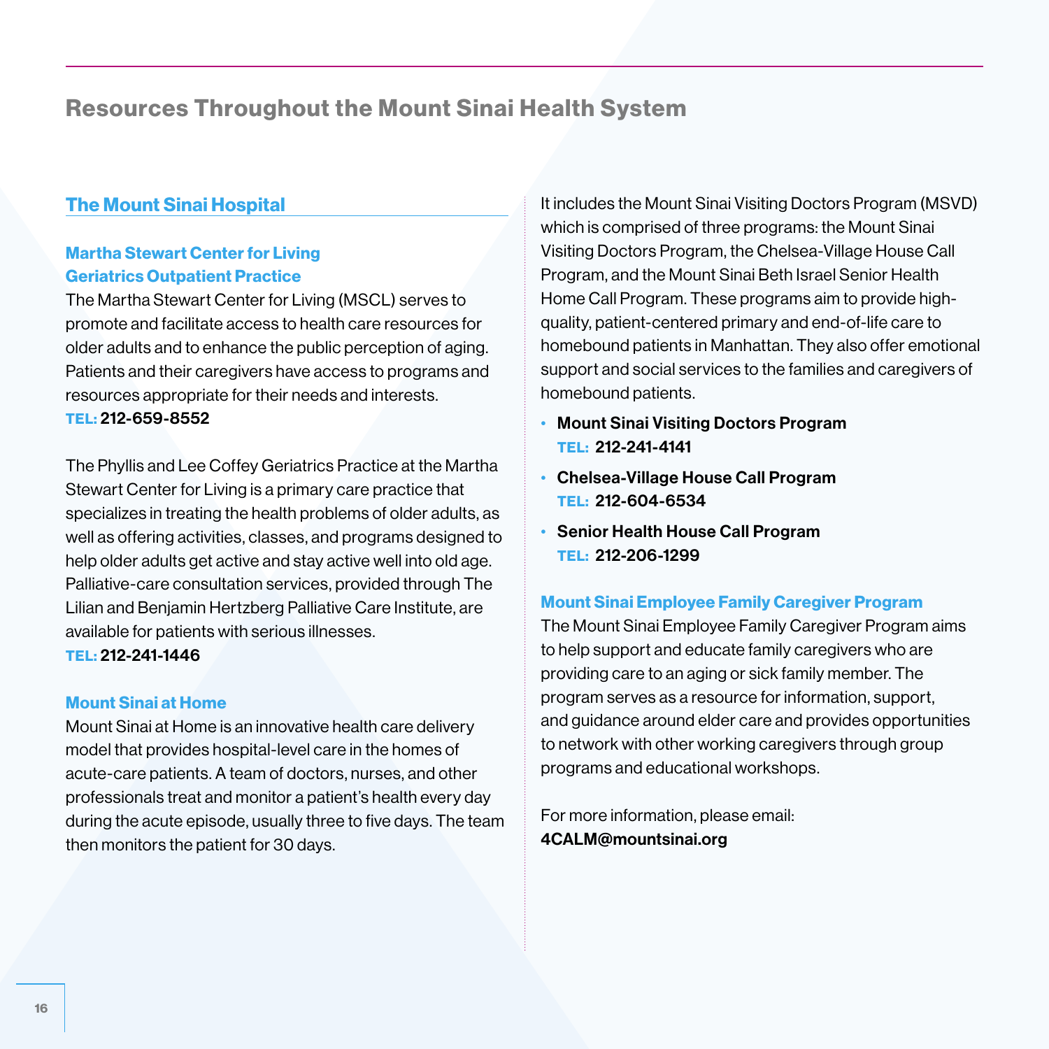## Resources Throughout the Mount Sinai Health System

### The Mount Sinai Hospital

#### Martha Stewart Center for Living Geriatrics Outpatient Practice

The Martha Stewart Center for Living (MSCL) serves to promote and facilitate access to health care resources for older adults and to enhance the public perception of aging. Patients and their caregivers have access to programs and resources appropriate for their needs and interests.
**TEL: 212-659-8552**

The Phyllis and Lee Coffey Geriatrics Practice at the Martha Stewart Center for Living is a primary care practice that specializes in treating the health problems of older adults, as well as offering activities, classes, and programs designed to help older adults get active and stay active well into old age. Palliative-care consultation services, provided through The Lilian and Benjamin Hertzberg Palliative Care Institute, are available for patients with serious illnesses.
**TEL: 212-241-1446**

#### Mount Sinai at Home

Mount Sinai at Home is an innovative health care delivery model that provides hospital-level care in the homes of acute-care patients. A team of doctors, nurses, and other professionals treat and monitor a patient's health every day during the acute episode, usually three to five days. The team then monitors the patient for 30 days.

It includes the Mount Sinai Visiting Doctors Program (MSVD) which is comprised of three programs: the Mount Sinai Visiting Doctors Program, the Chelsea-Village House Call Program, and the Mount Sinai Beth Israel Senior Health Home Call Program. These programs aim to provide high-quality, patient-centered primary and end-of-life care to homebound patients in Manhattan. They also offer emotional support and social services to the families and caregivers of homebound patients.

- **Mount Sinai Visiting Doctors Program**
  **TEL: 212-241-4141**
- **Chelsea-Village House Call Program**
  **TEL: 212-604-6534**
- **Senior Health House Call Program**
  **TEL: 212-206-1299**

#### Mount Sinai Employee Family Caregiver Program

The Mount Sinai Employee Family Caregiver Program aims to help support and educate family caregivers who are providing care to an aging or sick family member. The program serves as a resource for information, support, and guidance around elder care and provides opportunities to network with other working caregivers through group programs and educational workshops.

For more information, please email:
**4CALM@mountsinai.org**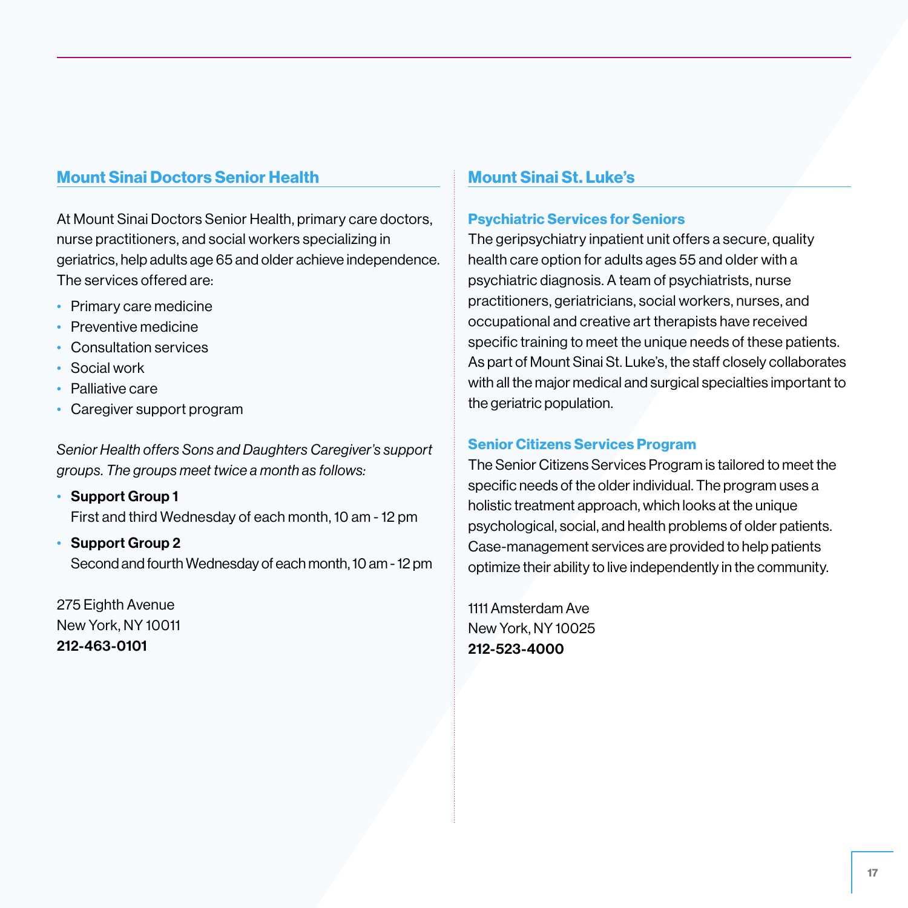## Mount Sinai Doctors Senior Health

At Mount Sinai Doctors Senior Health, primary care doctors, nurse practitioners, and social workers specializing in geriatrics, help adults age 65 and older achieve independence. The services offered are:

- Primary care medicine
- Preventive medicine
- Consultation services
- Social work
- Palliative care
- Caregiver support program

*Senior Health offers Sons and Daughters Caregiver's support groups. The groups meet twice a month as follows:*

- **Support Group 1**
  First and third Wednesday of each month, 10 am - 12 pm
- **Support Group 2**
  Second and fourth Wednesday of each month, 10 am - 12 pm

275 Eighth Avenue
New York, NY 10011
**212-463-0101**

## Mount Sinai St. Luke's

### Psychiatric Services for Seniors

The geripsychiatry inpatient unit offers a secure, quality health care option for adults ages 55 and older with a psychiatric diagnosis. A team of psychiatrists, nurse practitioners, geriatricians, social workers, nurses, and occupational and creative art therapists have received specific training to meet the unique needs of these patients. As part of Mount Sinai St. Luke's, the staff closely collaborates with all the major medical and surgical specialties important to the geriatric population.

### Senior Citizens Services Program

The Senior Citizens Services Program is tailored to meet the specific needs of the older individual. The program uses a holistic treatment approach, which looks at the unique psychological, social, and health problems of older patients. Case-management services are provided to help patients optimize their ability to live independently in the community.

1111 Amsterdam Ave
New York, NY 10025
**212-523-4000**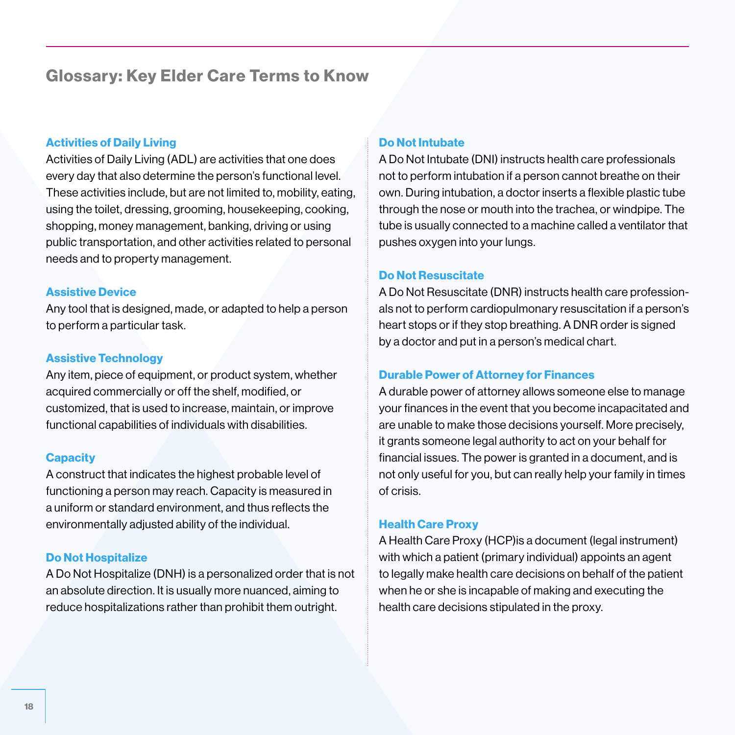## Glossary: Key Elder Care Terms to Know

### Activities of Daily Living

Activities of Daily Living (ADL) are activities that one does every day that also determine the person's functional level. These activities include, but are not limited to, mobility, eating, using the toilet, dressing, grooming, housekeeping, cooking, shopping, money management, banking, driving or using public transportation, and other activities related to personal needs and to property management.

### Assistive Device

Any tool that is designed, made, or adapted to help a person to perform a particular task.

### Assistive Technology

Any item, piece of equipment, or product system, whether acquired commercially or off the shelf, modified, or customized, that is used to increase, maintain, or improve functional capabilities of individuals with disabilities.

### Capacity

A construct that indicates the highest probable level of functioning a person may reach. Capacity is measured in a uniform or standard environment, and thus reflects the environmentally adjusted ability of the individual.

### Do Not Hospitalize

A Do Not Hospitalize (DNH) is a personalized order that is not an absolute direction. It is usually more nuanced, aiming to reduce hospitalizations rather than prohibit them outright.

### Do Not Intubate

A Do Not Intubate (DNI) instructs health care professionals not to perform intubation if a person cannot breathe on their own. During intubation, a doctor inserts a flexible plastic tube through the nose or mouth into the trachea, or windpipe. The tube is usually connected to a machine called a ventilator that pushes oxygen into your lungs.

### Do Not Resuscitate

A Do Not Resuscitate (DNR) instructs health care professionals not to perform cardiopulmonary resuscitation if a person's heart stops or if they stop breathing. A DNR order is signed by a doctor and put in a person's medical chart.

### Durable Power of Attorney for Finances

A durable power of attorney allows someone else to manage your finances in the event that you become incapacitated and are unable to make those decisions yourself. More precisely, it grants someone legal authority to act on your behalf for financial issues. The power is granted in a document, and is not only useful for you, but can really help your family in times of crisis.

### Health Care Proxy

A Health Care Proxy (HCP)is a document (legal instrument) with which a patient (primary individual) appoints an agent to legally make health care decisions on behalf of the patient when he or she is incapable of making and executing the health care decisions stipulated in the proxy.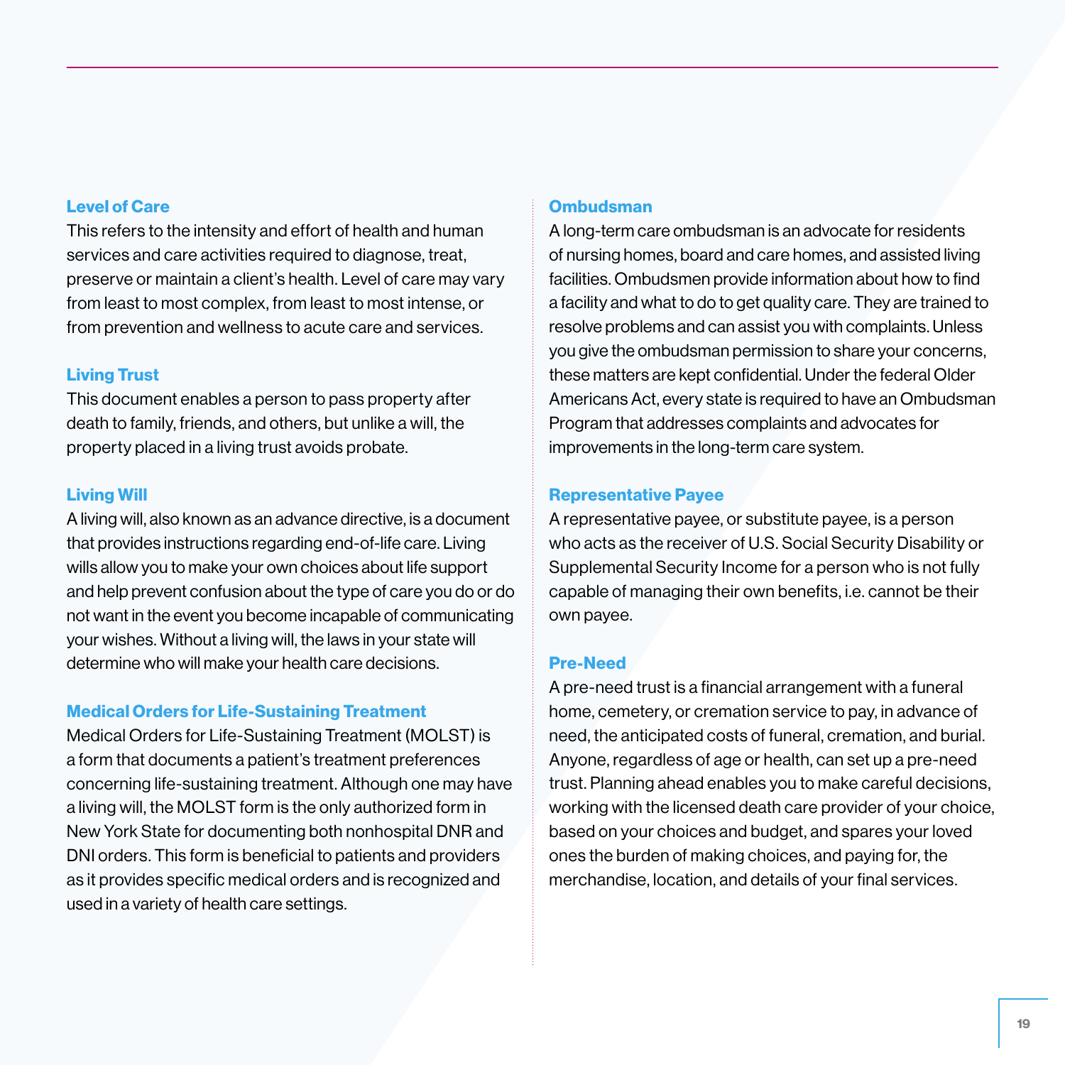### Level of Care

This refers to the intensity and effort of health and human services and care activities required to diagnose, treat, preserve or maintain a client's health. Level of care may vary from least to most complex, from least to most intense, or from prevention and wellness to acute care and services.

### Living Trust

This document enables a person to pass property after death to family, friends, and others, but unlike a will, the property placed in a living trust avoids probate.

### Living Will

A living will, also known as an advance directive, is a document that provides instructions regarding end-of-life care. Living wills allow you to make your own choices about life support and help prevent confusion about the type of care you do or do not want in the event you become incapable of communicating your wishes. Without a living will, the laws in your state will determine who will make your health care decisions.

### Medical Orders for Life-Sustaining Treatment

Medical Orders for Life-Sustaining Treatment (MOLST) is a form that documents a patient's treatment preferences concerning life-sustaining treatment. Although one may have a living will, the MOLST form is the only authorized form in New York State for documenting both nonhospital DNR and DNI orders. This form is beneficial to patients and providers as it provides specific medical orders and is recognized and used in a variety of health care settings.

### Ombudsman

A long-term care ombudsman is an advocate for residents of nursing homes, board and care homes, and assisted living facilities. Ombudsmen provide information about how to find a facility and what to do to get quality care. They are trained to resolve problems and can assist you with complaints. Unless you give the ombudsman permission to share your concerns, these matters are kept confidential. Under the federal Older Americans Act, every state is required to have an Ombudsman Program that addresses complaints and advocates for improvements in the long-term care system.

### Representative Payee

A representative payee, or substitute payee, is a person who acts as the receiver of U.S. Social Security Disability or Supplemental Security Income for a person who is not fully capable of managing their own benefits, i.e. cannot be their own payee.

### Pre-Need

A pre-need trust is a financial arrangement with a funeral home, cemetery, or cremation service to pay, in advance of need, the anticipated costs of funeral, cremation, and burial. Anyone, regardless of age or health, can set up a pre-need trust. Planning ahead enables you to make careful decisions, working with the licensed death care provider of your choice, based on your choices and budget, and spares your loved ones the burden of making choices, and paying for, the merchandise, location, and details of your final services.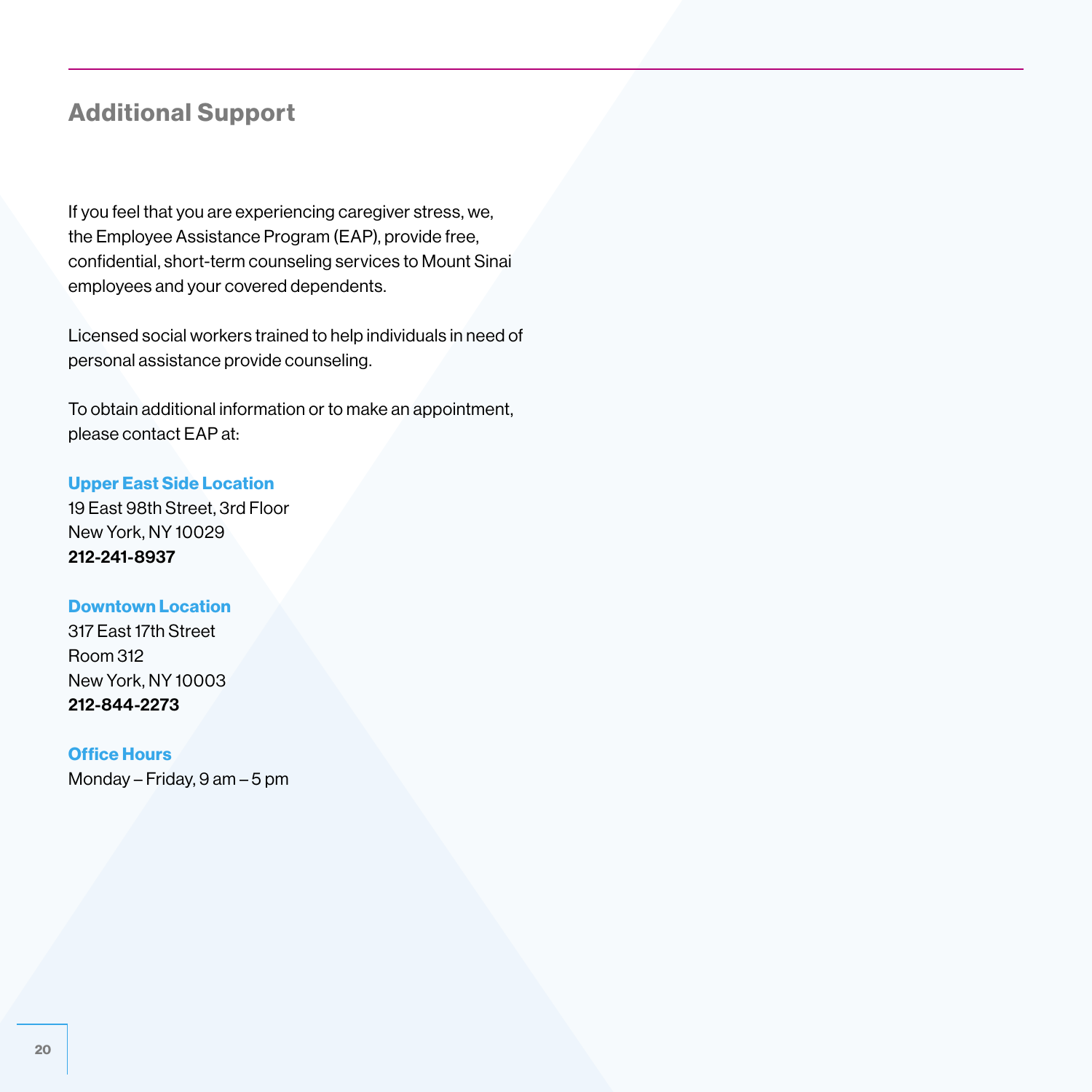## Additional Support

If you feel that you are experiencing caregiver stress, we, the Employee Assistance Program (EAP), provide free, confidential, short-term counseling services to Mount Sinai employees and your covered dependents.

Licensed social workers trained to help individuals in need of personal assistance provide counseling.

To obtain additional information or to make an appointment, please contact EAP at:

**Upper East Side Location**
19 East 98th Street, 3rd Floor
New York, NY 10029
**212-241-8937**

**Downtown Location**
317 East 17th Street
Room 312
New York, NY 10003
**212-844-2273**

**Office Hours**
Monday – Friday, 9 am – 5 pm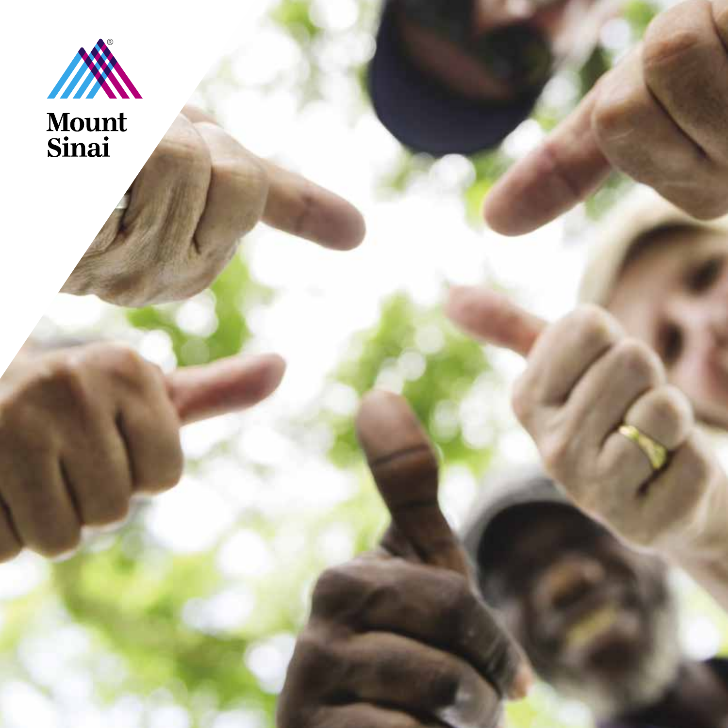Mount Sinai